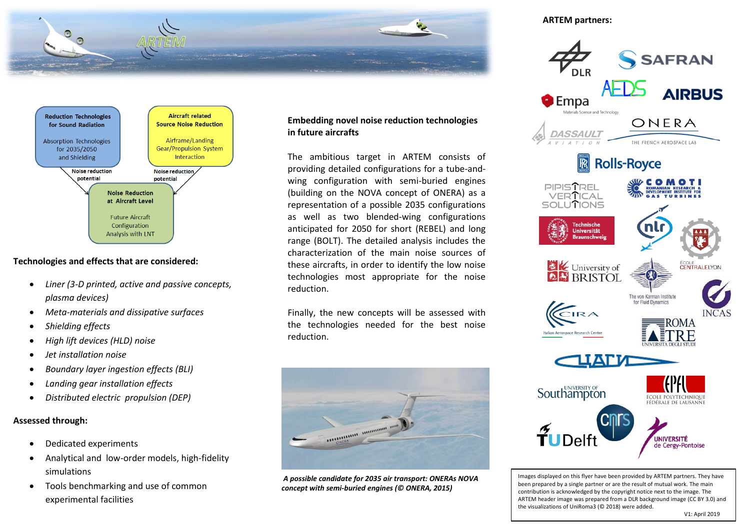ARTEM

Reduction Technologies for Sound Radiation

Absorption Technologies for 2035/2050 and Shielding

Aircraft related Source Noise Reduction

Airframe/Landing Gear/Propulsion System Interaction

Noise reduction potential

Noise reduction potential

Noise Reduction at Aircraft Level

Future Aircraft Configuration Analysis with LNT

**Technologies and effects that are considered:**

- *Liner (3-D printed, active and passive concepts, plasma devices)*
- *Meta-materials and dissipative surfaces*
- *Shielding effects*
- *High lift devices (HLD) noise*
- *Jet installation noise*
- *Boundary layer ingestion effects (BLI)*
- *Landing gear installation effects*
- *Distributed electric propulsion (DEP)*

**Assessed through:**

- Dedicated experiments
- Analytical and low-order models, high-fidelity simulations
- Tools benchmarking and use of common experimental facilities

**Embedding novel noise reduction technologies in future aircrafts**

The ambitious target in ARTEM consists of providing detailed configurations for a tube-and-wing configuration with semi-buried engines (building on the NOVA concept of ONERA) as a representation of a possible 2035 configurations as well as two blended-wing configurations anticipated for 2050 for short (REBEL) and long range (BOLT). The detailed analysis includes the characterization of the main noise sources of these aircrafts, in order to identify the low noise technologies most appropriate for the noise reduction.

Finally, the new concepts will be assessed with the technologies needed for the best noise reduction.

***A possible candidate for 2035 air transport: ONERAs NOVA concept with semi-buried engines (© ONERA, 2015)***

**ARTEM partners:**

DLR, SAFRAN, AEDS, Empa (Materials Science and Technology), AIRBUS, DASSAULT AVIATION, ONERA (THE FRENCH AEROSPACE LAB), Rolls-Royce, PIPISTREL VERTICAL SOLUTIONS, COMOTI (Romanian Research & Development Institute for Gas Turbines), Technische Universität Braunschweig, nlr, ÉCOLE CENTRALE LYON, University of BRISTOL, The von Karman Institute for Fluid Dynamics, INCAS, CIRA (Italian Aerospace Research Centre), ROMA TRE (UNIVERSITÀ DEGLI STUDI), CIAM, University of Southampton, EPFL (ÉCOLE POLYTECHNIQUE FÉDÉRALE DE LAUSANNE), cnrs, TU Delft, UNIVERSITÉ de Cergy-Pontoise

Images displayed on this flyer have been provided by ARTEM partners. They have been prepared by a single partner or are the result of mutual work. The main contribution is acknowledged by the copyright notice next to the image. The ARTEM header image was prepared from a DLR background image (CC BY 3.0) and the visualizations of UniRoma3 (© 2018) were added.

V1: April 2019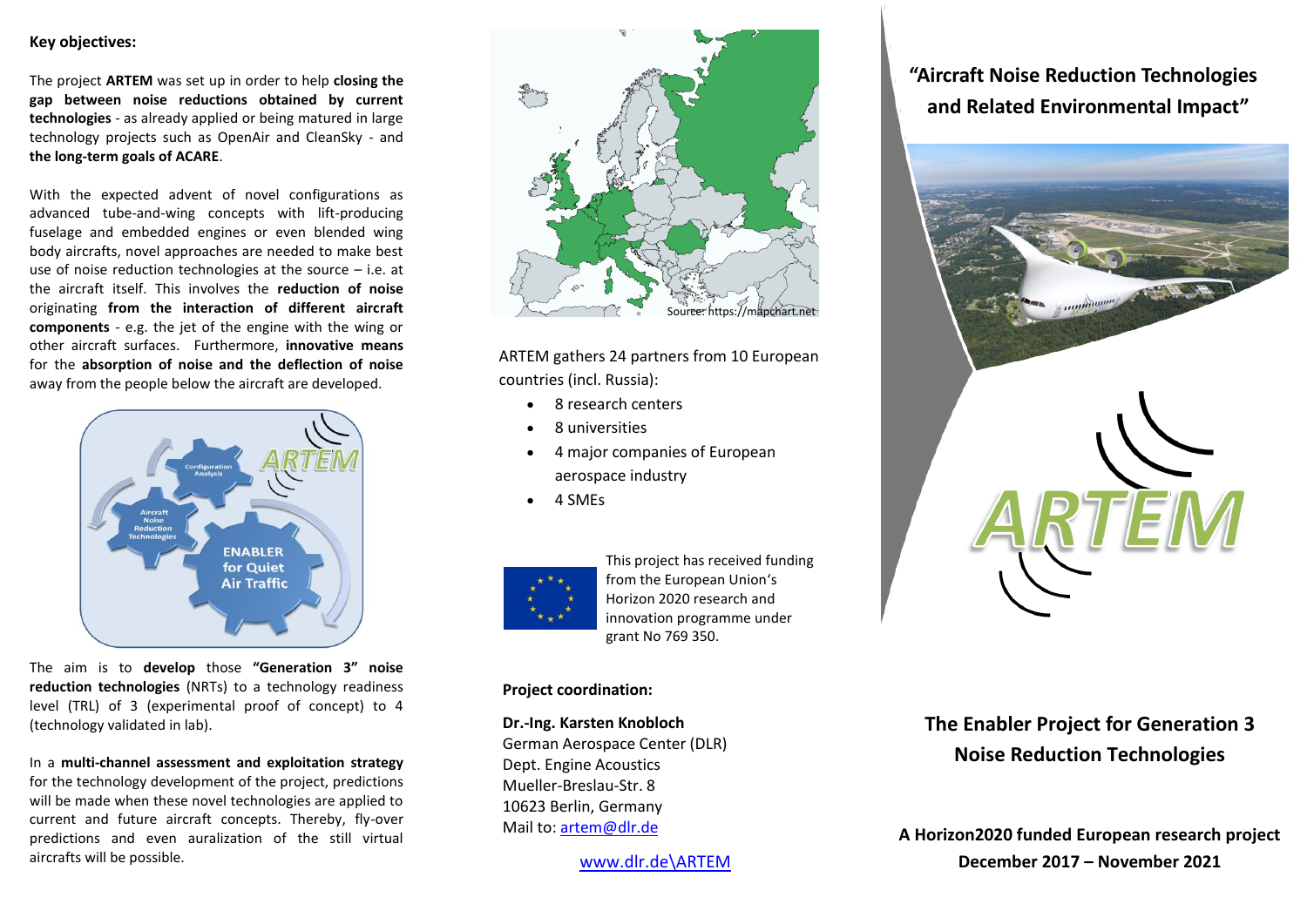**Key objectives:**

The project **ARTEM** was set up in order to help **closing the gap between noise reductions obtained by current technologies** - as already applied or being matured in large technology projects such as OpenAir and CleanSky - and **the long-term goals of ACARE**.

With the expected advent of novel configurations as advanced tube-and-wing concepts with lift-producing fuselage and embedded engines or even blended wing body aircrafts, novel approaches are needed to make best use of noise reduction technologies at the source – i.e. at the aircraft itself. This involves the **reduction of noise** originating **from the interaction of different aircraft components** - e.g. the jet of the engine with the wing or other aircraft surfaces. Furthermore, **innovative means** for the **absorption of noise and the deflection of noise** away from the people below the aircraft are developed.

Configuration Analysis

Aircraft Noise Reduction Technologies

ENABLER for Quiet Air Traffic

ARTEM

The aim is to **develop** those **"Generation 3" noise reduction technologies** (NRTs) to a technology readiness level (TRL) of 3 (experimental proof of concept) to 4 (technology validated in lab).

In a **multi-channel assessment and exploitation strategy** for the technology development of the project, predictions will be made when these novel technologies are applied to current and future aircraft concepts. Thereby, fly-over predictions and even auralization of the still virtual aircrafts will be possible.

Source: https://mapchart.net

ARTEM gathers 24 partners from 10 European countries (incl. Russia):

- 8 research centers
- 8 universities
- 4 major companies of European aerospace industry
- 4 SMEs

This project has received funding from the European Union's Horizon 2020 research and innovation programme under grant No 769 350.

**Project coordination:**

**Dr.-Ing. Karsten Knobloch**
German Aerospace Center (DLR)
Dept. Engine Acoustics
Mueller-Breslau-Str. 8
10623 Berlin, Germany
Mail to: artem@dlr.de

www.dlr.de\ARTEM

## "Aircraft Noise Reduction Technologies and Related Environmental Impact"

ARTEM

## The Enabler Project for Generation 3 Noise Reduction Technologies

**A Horizon2020 funded European research project**
**December 2017 – November 2021**